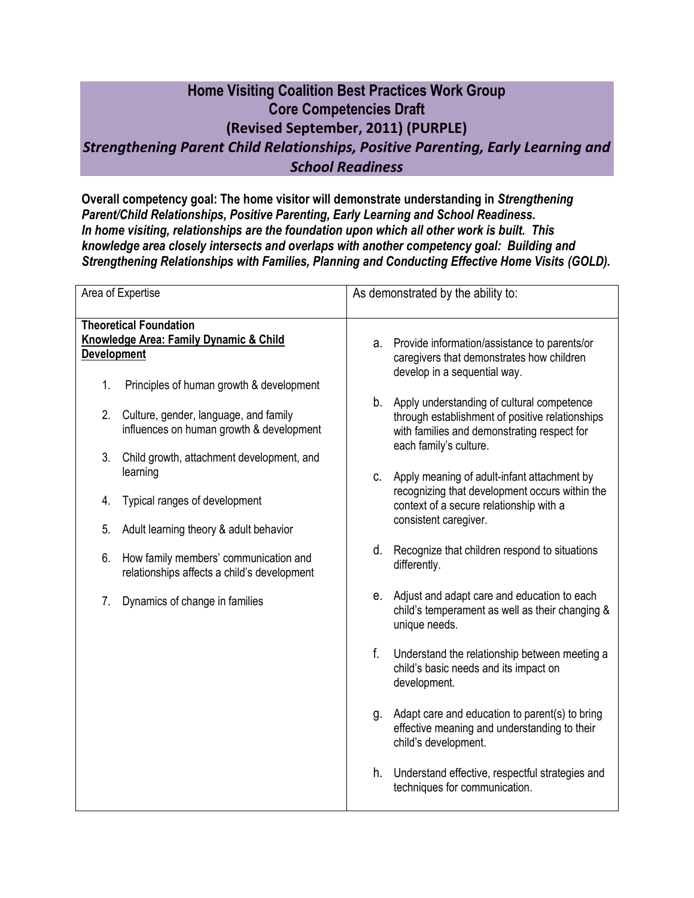# Home Visiting Coalition Best Practices Work Group
## Core Competencies Draft
## (Revised September, 2011) (PURPLE)
### *Strengthening Parent Child Relationships, Positive Parenting, Early Learning and School Readiness*

**Overall competency goal: The home visitor will demonstrate understanding in *Strengthening Parent/Child Relationships, Positive Parenting, Early Learning and School Readiness.* *In home visiting, relationships are the foundation upon which all other work is built. This knowledge area closely intersects and overlaps with another competency goal: Building and Strengthening Relationships with Families, Planning and Conducting Effective Home Visits (GOLD).***

| Area of Expertise | As demonstrated by the ability to: |
| --- | --- |
| **Theoretical Foundation**<br>**Knowledge Area: Family Dynamic & Child Development**<br><br>1. Principles of human growth & development<br>2. Culture, gender, language, and family influences on human growth & development<br>3. Child growth, attachment development, and learning<br>4. Typical ranges of development<br>5. Adult learning theory & adult behavior<br>6. How family members' communication and relationships affects a child's development<br>7. Dynamics of change in families | a. Provide information/assistance to parents/or caregivers that demonstrates how children develop in a sequential way.<br>b. Apply understanding of cultural competence through establishment of positive relationships with families and demonstrating respect for each family's culture.<br>c. Apply meaning of adult-infant attachment by recognizing that development occurs within the context of a secure relationship with a consistent caregiver.<br>d. Recognize that children respond to situations differently.<br>e. Adjust and adapt care and education to each child's temperament as well as their changing & unique needs.<br>f. Understand the relationship between meeting a child's basic needs and its impact on development.<br>g. Adapt care and education to parent(s) to bring effective meaning and understanding to their child's development.<br>h. Understand effective, respectful strategies and techniques for communication. |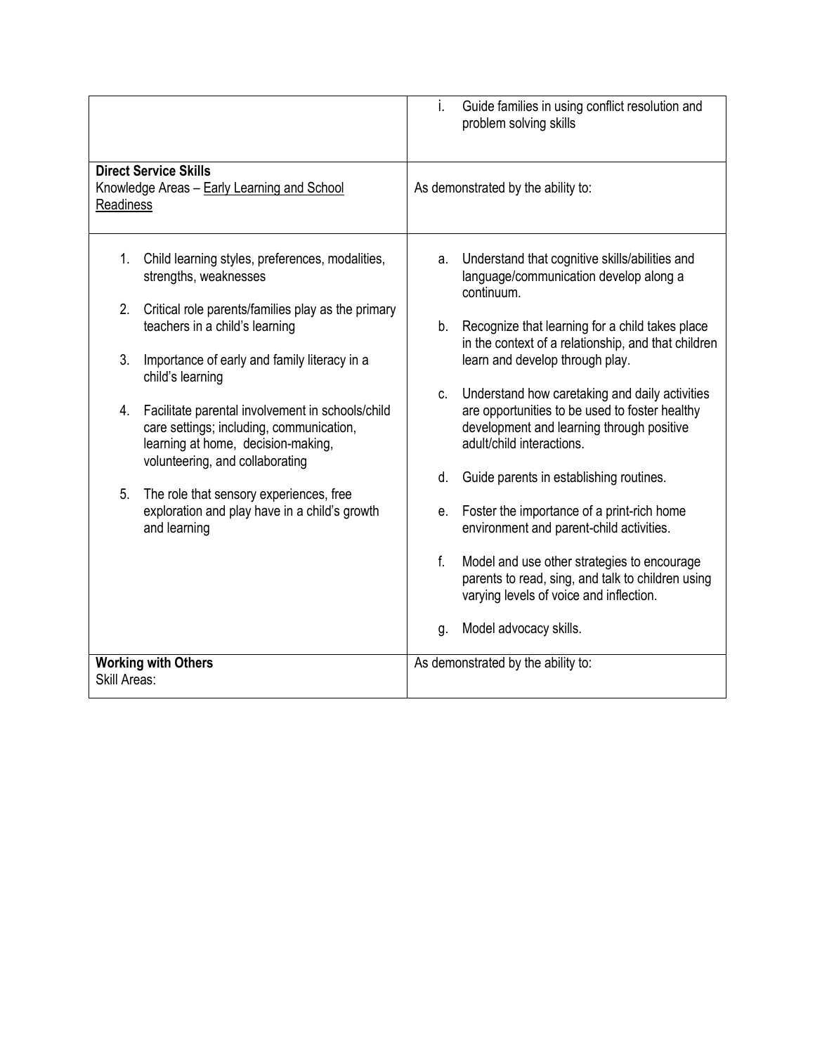| | |
|---|---|
| | i. Guide families in using conflict resolution and problem solving skills |
| **Direct Service Skills**<br>Knowledge Areas – <u>Early Learning and School Readiness</u> | As demonstrated by the ability to: |
| 1. Child learning styles, preferences, modalities, strengths, weaknesses<br><br>2. Critical role parents/families play as the primary teachers in a child's learning<br><br>3. Importance of early and family literacy in a child's learning<br><br>4. Facilitate parental involvement in schools/child care settings; including, communication, learning at home, decision-making, volunteering, and collaborating<br><br>5. The role that sensory experiences, free exploration and play have in a child's growth and learning | a. Understand that cognitive skills/abilities and language/communication develop along a continuum.<br><br>b. Recognize that learning for a child takes place in the context of a relationship, and that children learn and develop through play.<br><br>c. Understand how caretaking and daily activities are opportunities to be used to foster healthy development and learning through positive adult/child interactions.<br><br>d. Guide parents in establishing routines.<br><br>e. Foster the importance of a print-rich home environment and parent-child activities.<br><br>f. Model and use other strategies to encourage parents to read, sing, and talk to children using varying levels of voice and inflection.<br><br>g. Model advocacy skills. |
| **Working with Others**<br>Skill Areas: | As demonstrated by the ability to: |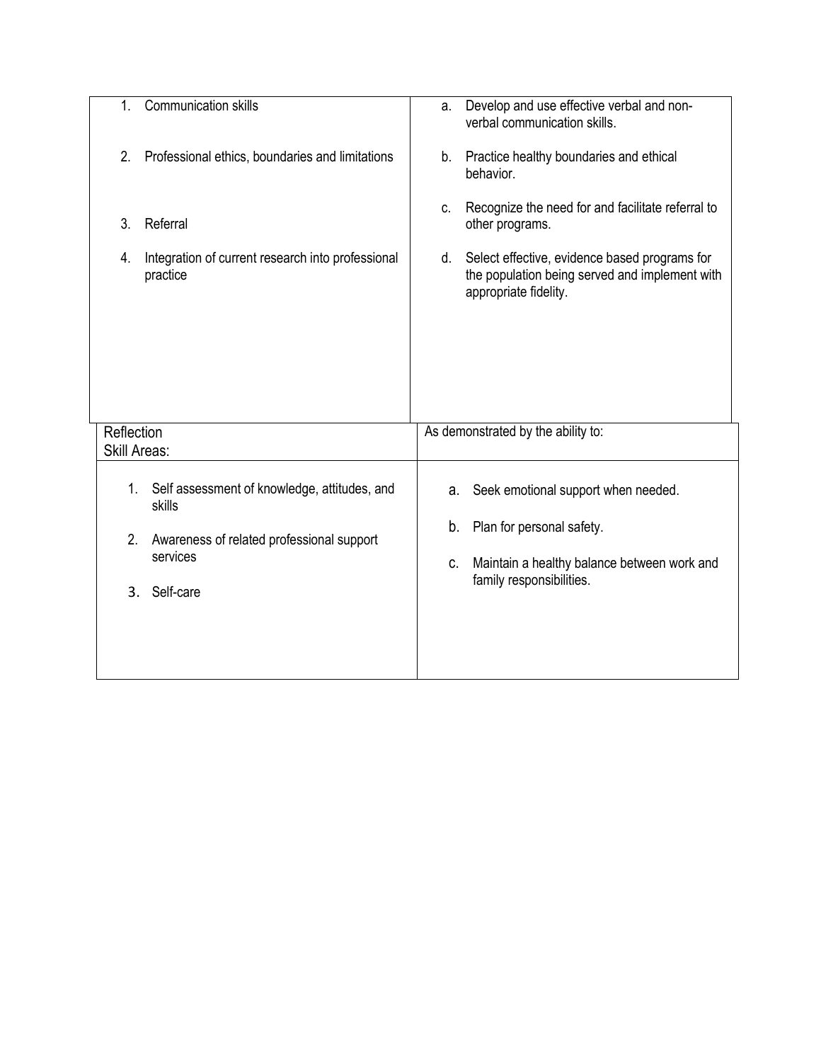| | |
|---|---|
| 1. Communication skills<br><br>2. Professional ethics, boundaries and limitations<br><br>3. Referral<br><br>4. Integration of current research into professional practice | a. Develop and use effective verbal and non-verbal communication skills.<br><br>b. Practice healthy boundaries and ethical behavior.<br><br>c. Recognize the need for and facilitate referral to other programs.<br><br>d. Select effective, evidence based programs for the population being served and implement with appropriate fidelity. |

| Reflection<br>Skill Areas: | As demonstrated by the ability to: |
|---|---|
| 1. Self assessment of knowledge, attitudes, and skills<br><br>2. Awareness of related professional support services<br><br>3. Self-care | a. Seek emotional support when needed.<br><br>b. Plan for personal safety.<br><br>c. Maintain a healthy balance between work and family responsibilities. |